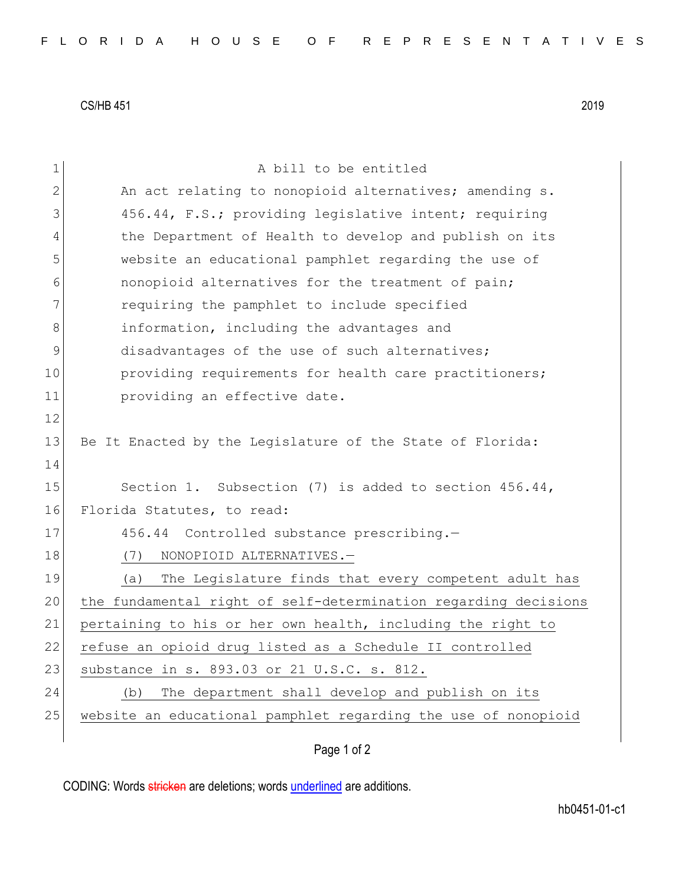CS/HB 451 2019

A bill to be entitled

An act relating to nonopioid alternatives; amending s. 456.44, F.S.; providing legislative intent; requiring the Department of Health to develop and publish on its website an educational pamphlet regarding the use of nonopioid alternatives for the treatment of pain; requiring the pamphlet to include specified information, including the advantages and disadvantages of the use of such alternatives; providing requirements for health care practitioners; providing an effective date.

Be It Enacted by the Legislature of the State of Florida:

Section 1. Subsection (7) is added to section 456.44, Florida Statutes, to read:

456.44 Controlled substance prescribing.—

(7) NONOPIOID ALTERNATIVES.—

(a) The Legislature finds that every competent adult has the fundamental right of self-determination regarding decisions pertaining to his or her own health, including the right to refuse an opioid drug listed as a Schedule II controlled substance in s. 893.03 or 21 U.S.C. s. 812.

(b) The department shall develop and publish on its website an educational pamphlet regarding the use of nonopioid

CODING: Words stricken are deletions; words underlined are additions.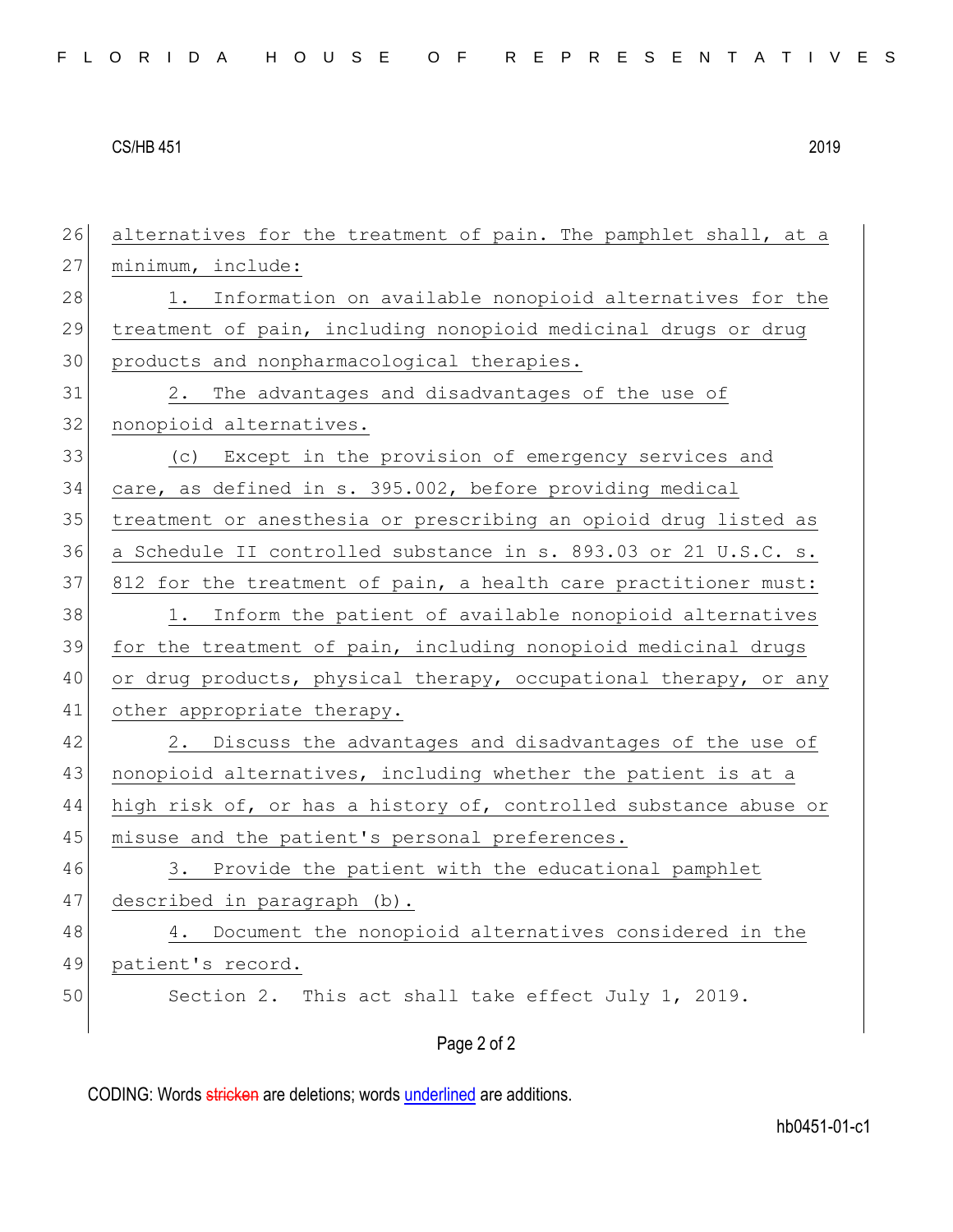alternatives for the treatment of pain. The pamphlet shall, at a minimum, include:

1. Information on available nonopioid alternatives for the treatment of pain, including nonopioid medicinal drugs or drug products and nonpharmacological therapies.

2. The advantages and disadvantages of the use of nonopioid alternatives.

(c) Except in the provision of emergency services and care, as defined in s. 395.002, before providing medical treatment or anesthesia or prescribing an opioid drug listed as a Schedule II controlled substance in s. 893.03 or 21 U.S.C. s. 812 for the treatment of pain, a health care practitioner must:

1. Inform the patient of available nonopioid alternatives for the treatment of pain, including nonopioid medicinal drugs or drug products, physical therapy, occupational therapy, or any other appropriate therapy.

2. Discuss the advantages and disadvantages of the use of nonopioid alternatives, including whether the patient is at a high risk of, or has a history of, controlled substance abuse or misuse and the patient's personal preferences.

3. Provide the patient with the educational pamphlet described in paragraph (b).

4. Document the nonopioid alternatives considered in the patient's record.

Section 2. This act shall take effect July 1, 2019.

CODING: Words stricken are deletions; words underlined are additions.